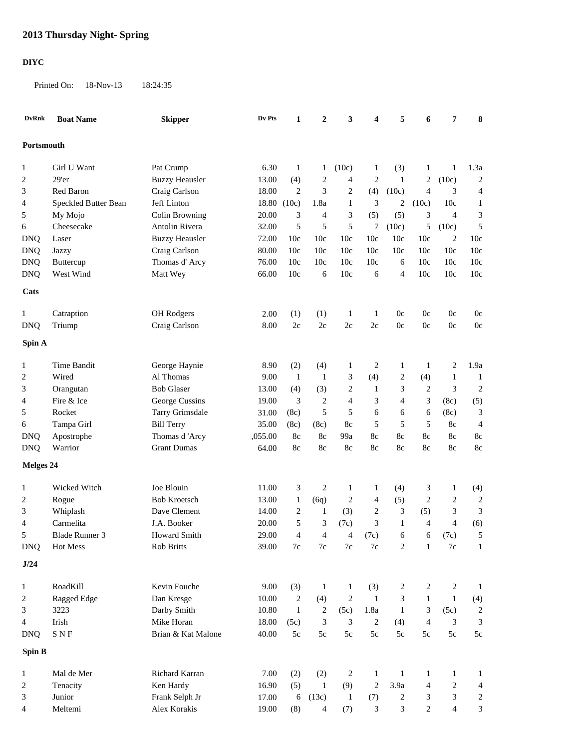# 2013 Thursday Night- Spring

**DIYC**

Printed On: 18-Nov-13 18:24:35

| DvRnk | Boat Name | Skipper | Dv Pts | 1 | 2 | 3 | 4 | 5 | 6 | 7 | 8 |
|---|---|---|---|---|---|---|---|---|---|---|---|
| **Portsmouth** | | | | | | | | | | | |
| 1 | Girl U Want | Pat Crump | 6.30 | 1 | 1 | (10c) | 1 | (3) | 1 | 1 | 1.3a |
| 2 | 29'er | Buzzy Heausler | 13.00 | (4) | 2 | 4 | 2 | 1 | 2 | (10c) | 2 |
| 3 | Red Baron | Craig Carlson | 18.00 | 2 | 3 | 2 | (4) | (10c) | 4 | 3 | 4 |
| 4 | Speckled Butter Bean | Jeff Linton | 18.80 | (10c) | 1.8a | 1 | 3 | 2 | (10c) | 10c | 1 |
| 5 | My Mojo | Colin Browning | 20.00 | 3 | 4 | 3 | (5) | (5) | 3 | 4 | 3 |
| 6 | Cheesecake | Antolin Rivera | 32.00 | 5 | 5 | 5 | 7 | (10c) | 5 | (10c) | 5 |
| DNQ | Laser | Buzzy Heausler | 72.00 | 10c | 10c | 10c | 10c | 10c | 10c | 2 | 10c |
| DNQ | Jazzy | Craig Carlson | 80.00 | 10c | 10c | 10c | 10c | 10c | 10c | 10c | 10c |
| DNQ | Buttercup | Thomas d' Arcy | 76.00 | 10c | 10c | 10c | 10c | 6 | 10c | 10c | 10c |
| DNQ | West Wind | Matt Wey | 66.00 | 10c | 6 | 10c | 6 | 4 | 10c | 10c | 10c |
| **Cats** | | | | | | | | | | | |
| 1 | Catraption | OH Rodgers | 2.00 | (1) | (1) | 1 | 1 | 0c | 0c | 0c | 0c |
| DNQ | Triump | Craig Carlson | 8.00 | 2c | 2c | 2c | 2c | 0c | 0c | 0c | 0c |
| **Spin A** | | | | | | | | | | | |
| 1 | Time Bandit | George Haynie | 8.90 | (2) | (4) | 1 | 2 | 1 | 1 | 2 | 1.9a |
| 2 | Wired | Al Thomas | 9.00 | 1 | 1 | 3 | (4) | 2 | (4) | 1 | 1 |
| 3 | Orangutan | Bob Glaser | 13.00 | (4) | (3) | 2 | 1 | 3 | 2 | 3 | 2 |
| 4 | Fire & Ice | George Cussins | 19.00 | 3 | 2 | 4 | 3 | 4 | 3 | (8c) | (5) |
| 5 | Rocket | Tarry Grimsdale | 31.00 | (8c) | 5 | 5 | 6 | 6 | 6 | (8c) | 3 |
| 6 | Tampa Girl | Bill Terry | 35.00 | (8c) | (8c) | 8c | 5 | 5 | 5 | 8c | 4 |
| DNQ | Apostrophe | Thomas d 'Arcy | ,055.00 | 8c | 8c | 99a | 8c | 8c | 8c | 8c | 8c |
| DNQ | Warrior | Grant Dumas | 64.00 | 8c | 8c | 8c | 8c | 8c | 8c | 8c | 8c |
| **Melges 24** | | | | | | | | | | | |
| 1 | Wicked Witch | Joe Blouin | 11.00 | 3 | 2 | 1 | 1 | (4) | 3 | 1 | (4) |
| 2 | Rogue | Bob Kroetsch | 13.00 | 1 | (6q) | 2 | 4 | (5) | 2 | 2 | 2 |
| 3 | Whiplash | Dave Clement | 14.00 | 2 | 1 | (3) | 2 | 3 | (5) | 3 | 3 |
| 4 | Carmelita | J.A. Booker | 20.00 | 5 | 3 | (7c) | 3 | 1 | 4 | 4 | (6) |
| 5 | Blade Runner 3 | Howard Smith | 29.00 | 4 | 4 | 4 | (7c) | 6 | 6 | (7c) | 5 |
| DNQ | Hot Mess | Rob Britts | 39.00 | 7c | 7c | 7c | 7c | 2 | 1 | 7c | 1 |
| **J/24** | | | | | | | | | | | |
| 1 | RoadKill | Kevin Fouche | 9.00 | (3) | 1 | 1 | (3) | 2 | 2 | 2 | 1 |
| 2 | Ragged Edge | Dan Kresge | 10.00 | 2 | (4) | 2 | 1 | 3 | 1 | 1 | (4) |
| 3 | 3223 | Darby Smith | 10.80 | 1 | 2 | (5c) | 1.8a | 1 | 3 | (5c) | 2 |
| 4 | Irish | Mike Horan | 18.00 | (5c) | 3 | 3 | 2 | (4) | 4 | 3 | 3 |
| DNQ | S N F | Brian & Kat Malone | 40.00 | 5c | 5c | 5c | 5c | 5c | 5c | 5c | 5c |
| **Spin B** | | | | | | | | | | | |
| 1 | Mal de Mer | Richard Karran | 7.00 | (2) | (2) | 2 | 1 | 1 | 1 | 1 | 1 |
| 2 | Tenacity | Ken Hardy | 16.90 | (5) | 1 | (9) | 2 | 3.9a | 4 | 2 | 4 |
| 3 | Junior | Frank Selph Jr | 17.00 | 6 | (13c) | 1 | (7) | 2 | 3 | 3 | 2 |
| 4 | Meltemi | Alex Korakis | 19.00 | (8) | 4 | (7) | 3 | 3 | 2 | 4 | 3 |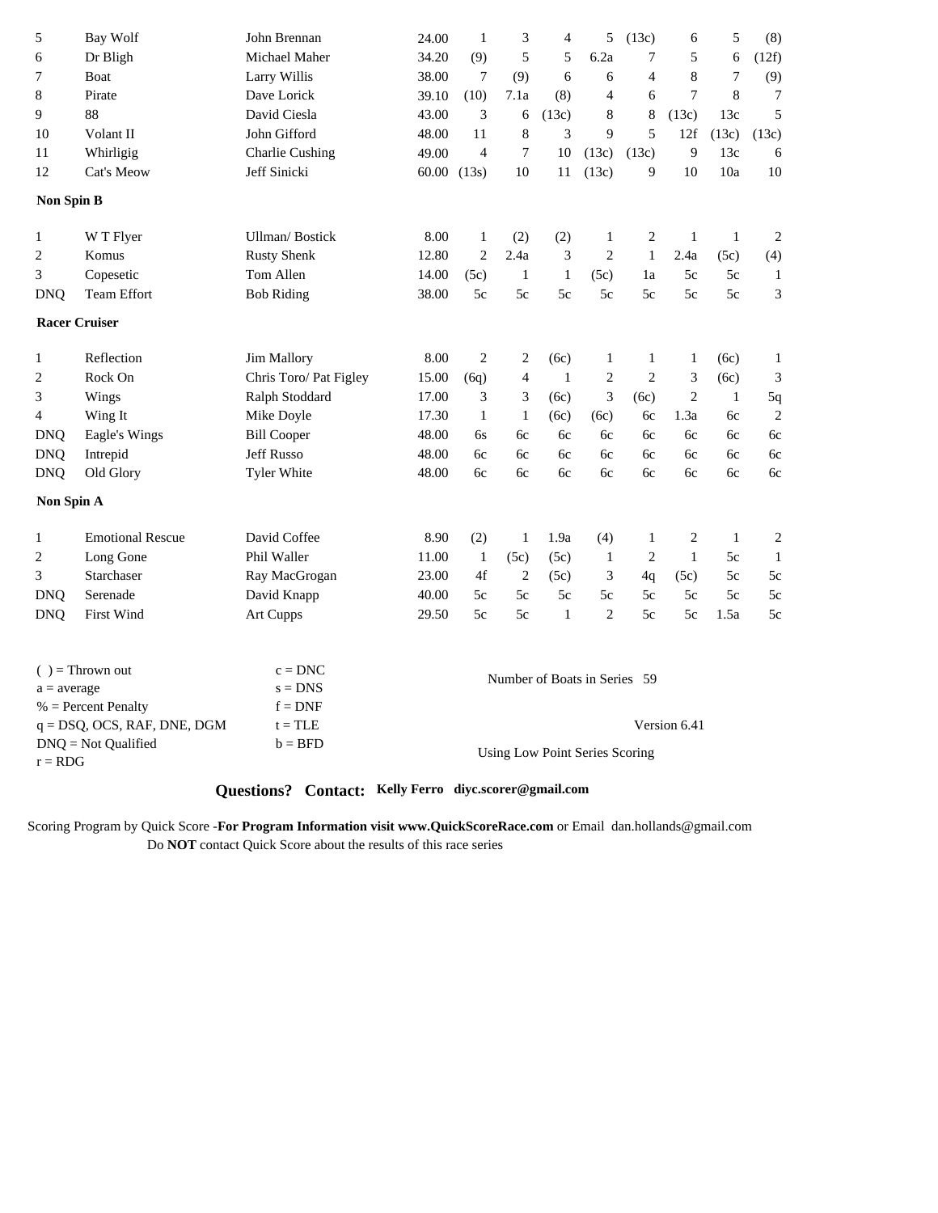| | | | | | | | | | | | |
|---|---|---|---|---|---|---|---|---|---|---|---|
| 5 | Bay Wolf | John Brennan | 24.00 | 1 | 3 | 4 | 5 | (13c) | 6 | 5 | (8) |
| 6 | Dr Bligh | Michael Maher | 34.20 | (9) | 5 | 5 | 6.2a | 7 | 5 | 6 | (12f) |
| 7 | Boat | Larry Willis | 38.00 | 7 | (9) | 6 | 6 | 4 | 8 | 7 | (9) |
| 8 | Pirate | Dave Lorick | 39.10 | (10) | 7.1a | (8) | 4 | 6 | 7 | 8 | 7 |
| 9 | 88 | David Ciesla | 43.00 | 3 | 6 | (13c) | 8 | 8 | (13c) | 13c | 5 |
| 10 | Volant II | John Gifford | 48.00 | 11 | 8 | 3 | 9 | 5 | 12f | (13c) | (13c) |
| 11 | Whirligig | Charlie Cushing | 49.00 | 4 | 7 | 10 | (13c) | (13c) | 9 | 13c | 6 |
| 12 | Cat's Meow | Jeff Sinicki | 60.00 | (13s) | 10 | 11 | (13c) | 9 | 10 | 10a | 10 |

**Non Spin B**

| | | | | | | | | | | | |
|---|---|---|---|---|---|---|---|---|---|---|---|
| 1 | W T Flyer | Ullman/ Bostick | 8.00 | 1 | (2) | (2) | 1 | 2 | 1 | 1 | 2 |
| 2 | Komus | Rusty Shenk | 12.80 | 2 | 2.4a | 3 | 2 | 1 | 2.4a | (5c) | (4) |
| 3 | Copesetic | Tom Allen | 14.00 | (5c) | 1 | 1 | (5c) | 1a | 5c | 5c | 1 |
| DNQ | Team Effort | Bob Riding | 38.00 | 5c | 5c | 5c | 5c | 5c | 5c | 5c | 3 |

**Racer Cruiser**

| | | | | | | | | | | | |
|---|---|---|---|---|---|---|---|---|---|---|---|
| 1 | Reflection | Jim Mallory | 8.00 | 2 | 2 | (6c) | 1 | 1 | 1 | (6c) | 1 |
| 2 | Rock On | Chris Toro/ Pat Figley | 15.00 | (6q) | 4 | 1 | 2 | 2 | 3 | (6c) | 3 |
| 3 | Wings | Ralph Stoddard | 17.00 | 3 | 3 | (6c) | 3 | (6c) | 2 | 1 | 5q |
| 4 | Wing It | Mike Doyle | 17.30 | 1 | 1 | (6c) | (6c) | 6c | 1.3a | 6c | 2 |
| DNQ | Eagle's Wings | Bill Cooper | 48.00 | 6s | 6c | 6c | 6c | 6c | 6c | 6c | 6c |
| DNQ | Intrepid | Jeff Russo | 48.00 | 6c | 6c | 6c | 6c | 6c | 6c | 6c | 6c |
| DNQ | Old Glory | Tyler White | 48.00 | 6c | 6c | 6c | 6c | 6c | 6c | 6c | 6c |

**Non Spin A**

| | | | | | | | | | | | |
|---|---|---|---|---|---|---|---|---|---|---|---|
| 1 | Emotional Rescue | David Coffee | 8.90 | (2) | 1 | 1.9a | (4) | 1 | 2 | 1 | 2 |
| 2 | Long Gone | Phil Waller | 11.00 | 1 | (5c) | (5c) | 1 | 2 | 1 | 5c | 1 |
| 3 | Starchaser | Ray MacGrogan | 23.00 | 4f | 2 | (5c) | 3 | 4q | (5c) | 5c | 5c |
| DNQ | Serenade | David Knapp | 40.00 | 5c | 5c | 5c | 5c | 5c | 5c | 5c | 5c |
| DNQ | First Wind | Art Cupps | 29.50 | 5c | 5c | 1 | 2 | 5c | 5c | 1.5a | 5c |

( ) = Thrown out
a = average
% = Percent Penalty
q = DSQ, OCS, RAF, DNE, DGM
DNQ = Not Qualified
r = RDG

c = DNC
s = DNS
f = DNF
t = TLE
b = BFD

Number of Boats in Series 59

Version 6.41

Using Low Point Series Scoring

**Questions? Contact: Kelly Ferro diyc.scorer@gmail.com**

Scoring Program by Quick Score -**For Program Information visit www.QuickScoreRace.com** or Email dan.hollands@gmail.com
Do **NOT** contact Quick Score about the results of this race series